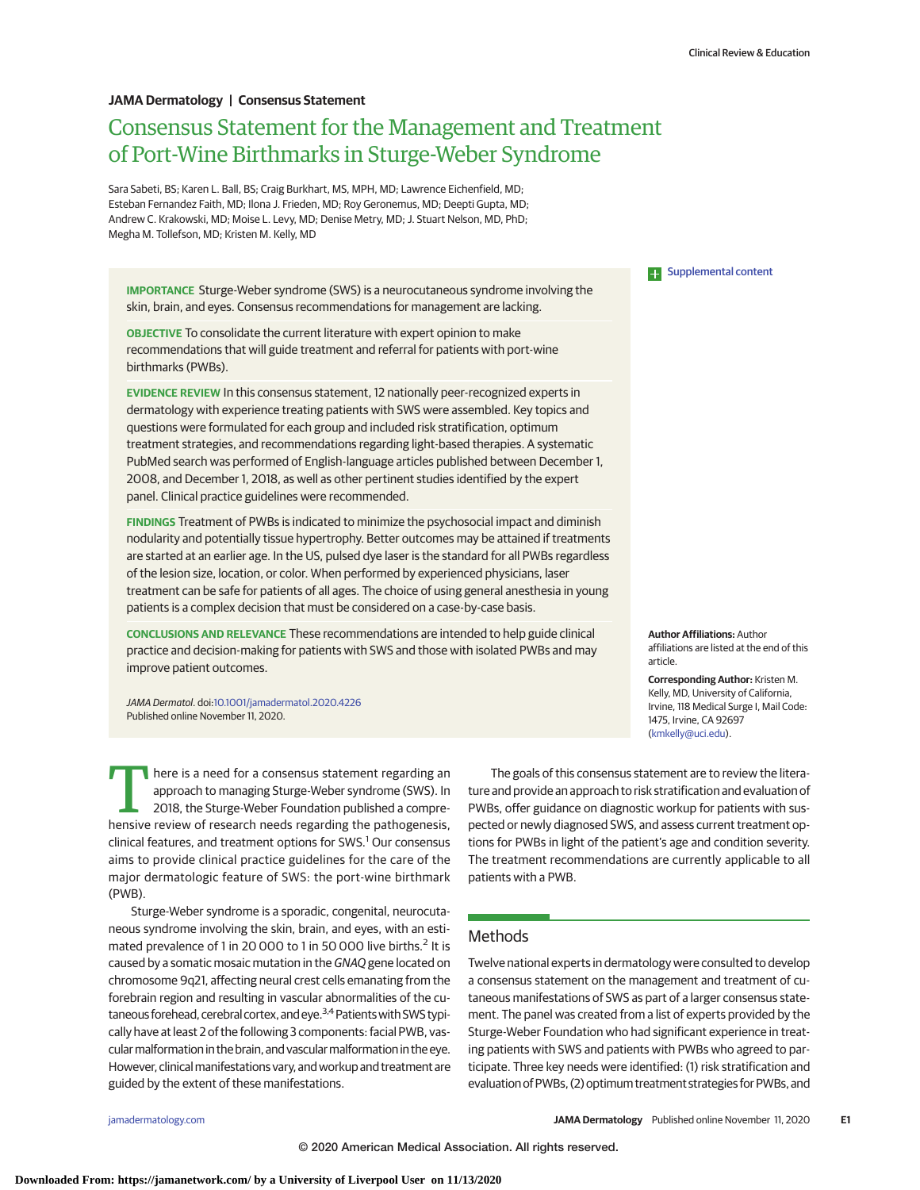**JAMA Dermatology | Consensus Statement**

# Consensus Statement for the Management and Treatment of Port-Wine Birthmarks in Sturge-Weber Syndrome

Sara Sabeti, BS; Karen L. Ball, BS; Craig Burkhart, MS, MPH, MD; Lawrence Eichenfield, MD; Esteban Fernandez Faith, MD; Ilona J. Frieden, MD; Roy Geronemus, MD; Deepti Gupta, MD; Andrew C. Krakowski, MD; Moise L. Levy, MD; Denise Metry, MD; J. Stuart Nelson, MD, PhD; Megha M. Tollefson, MD; Kristen M. Kelly, MD

**IMPORTANCE** Sturge-Weber syndrome (SWS) is a neurocutaneous syndrome involving the skin, brain, and eyes. Consensus recommendations for management are lacking.

**OBJECTIVE** To consolidate the current literature with expert opinion to make recommendations that will guide treatment and referral for patients with port-wine birthmarks (PWBs).

**EVIDENCE REVIEW** In this consensus statement, 12 nationally peer-recognized experts in dermatology with experience treating patients with SWS were assembled. Key topics and questions were formulated for each group and included risk stratification, optimum treatment strategies, and recommendations regarding light-based therapies. A systematic PubMed search was performed of English-language articles published between December 1, 2008, and December 1, 2018, as well as other pertinent studies identified by the expert panel. Clinical practice guidelines were recommended.

**FINDINGS** Treatment of PWBs is indicated to minimize the psychosocial impact and diminish nodularity and potentially tissue hypertrophy. Better outcomes may be attained if treatments are started at an earlier age. In the US, pulsed dye laser is the standard for all PWBs regardless of the lesion size, location, or color. When performed by experienced physicians, laser treatment can be safe for patients of all ages. The choice of using general anesthesia in young patients is a complex decision that must be considered on a case-by-case basis.

**CONCLUSIONS AND RELEVANCE** These recommendations are intended to help guide clinical practice and decision-making for patients with SWS and those with isolated PWBs and may improve patient outcomes.

*JAMA Dermatol.* doi:10.1001/jamadermatol.2020.4226
Published online November 11, 2020.

Supplemental content

**Author Affiliations:** Author affiliations are listed at the end of this article.

**Corresponding Author:** Kristen M. Kelly, MD, University of California, Irvine, 118 Medical Surge I, Mail Code: 1475, Irvine, CA 92697 (kmkelly@uci.edu).

There is a need for a consensus statement regarding an approach to managing Sturge-Weber syndrome (SWS). In 2018, the Sturge-Weber Foundation published a comprehensive review of research needs regarding the pathogenesis, clinical features, and treatment options for SWS.[1] Our consensus aims to provide clinical practice guidelines for the care of the major dermatologic feature of SWS: the port-wine birthmark (PWB).

Sturge-Weber syndrome is a sporadic, congenital, neurocutaneous syndrome involving the skin, brain, and eyes, with an estimated prevalence of 1 in 20 000 to 1 in 50 000 live births.[2] It is caused by a somatic mosaic mutation in the *GNAQ* gene located on chromosome 9q21, affecting neural crest cells emanating from the forebrain region and resulting in vascular abnormalities of the cutaneous forehead, cerebral cortex, and eye.[3,4] Patients with SWS typically have at least 2 of the following 3 components: facial PWB, vascular malformation in the brain, and vascular malformation in the eye. However, clinical manifestations vary, and workup and treatment are guided by the extent of these manifestations.

The goals of this consensus statement are to review the literature and provide an approach to risk stratification and evaluation of PWBs, offer guidance on diagnostic workup for patients with suspected or newly diagnosed SWS, and assess current treatment options for PWBs in light of the patient's age and condition severity. The treatment recommendations are currently applicable to all patients with a PWB.

## Methods

Twelve national experts in dermatology were consulted to develop a consensus statement on the management and treatment of cutaneous manifestations of SWS as part of a larger consensus statement. The panel was created from a list of experts provided by the Sturge-Weber Foundation who had significant experience in treating patients with SWS and patients with PWBs who agreed to participate. Three key needs were identified: (1) risk stratification and evaluation of PWBs, (2) optimum treatment strategies for PWBs, and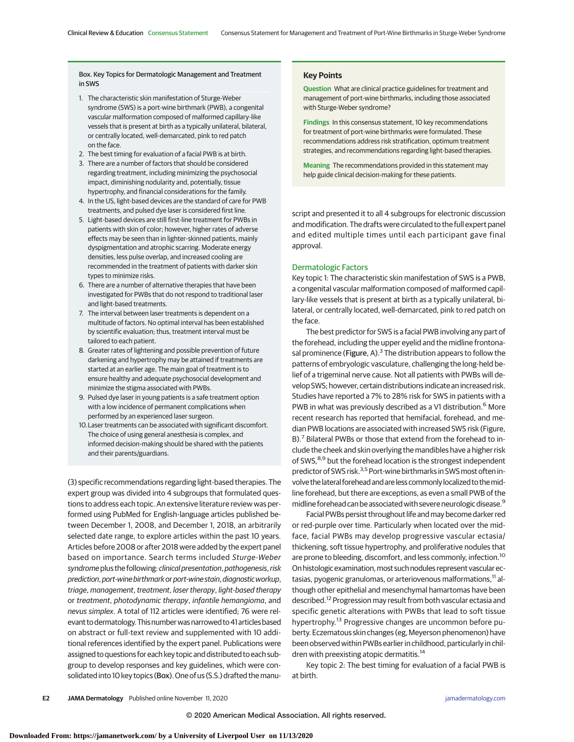**Box. Key Topics for Dermatologic Management and Treatment in SWS**

1. The characteristic skin manifestation of Sturge-Weber syndrome (SWS) is a port-wine birthmark (PWB), a congenital vascular malformation composed of malformed capillary-like vessels that is present at birth as a typically unilateral, bilateral, or centrally located, well-demarcated, pink to red patch on the face.
2. The best timing for evaluation of a facial PWB is at birth.
3. There are a number of factors that should be considered regarding treatment, including minimizing the psychosocial impact, diminishing nodularity and, potentially, tissue hypertrophy, and financial considerations for the family.
4. In the US, light-based devices are the standard of care for PWB treatments, and pulsed dye laser is considered first line.
5. Light-based devices are still first-line treatment for PWBs in patients with skin of color; however, higher rates of adverse effects may be seen than in lighter-skinned patients, mainly dyspigmentation and atrophic scarring. Moderate energy densities, less pulse overlap, and increased cooling are recommended in the treatment of patients with darker skin types to minimize risks.
6. There are a number of alternative therapies that have been investigated for PWBs that do not respond to traditional laser and light-based treatments.
7. The interval between laser treatments is dependent on a multitude of factors. No optimal interval has been established by scientific evaluation; thus, treatment interval must be tailored to each patient.
8. Greater rates of lightening and possible prevention of future darkening and hypertrophy may be attained if treatments are started at an earlier age. The main goal of treatment is to ensure healthy and adequate psychosocial development and minimize the stigma associated with PWBs.
9. Pulsed dye laser in young patients is a safe treatment option with a low incidence of permanent complications when performed by an experienced laser surgeon.
10. Laser treatments can be associated with significant discomfort. The choice of using general anesthesia is complex, and informed decision-making should be shared with the patients and their parents/guardians.

**Key Points**

**Question** What are clinical practice guidelines for treatment and management of port-wine birthmarks, including those associated with Sturge-Weber syndrome?

**Findings** In this consensus statement, 10 key recommendations for treatment of port-wine birthmarks were formulated. These recommendations address risk stratification, optimum treatment strategies, and recommendations regarding light-based therapies.

**Meaning** The recommendations provided in this statement may help guide clinical decision-making for these patients.

(3) specific recommendations regarding light-based therapies. The expert group was divided into 4 subgroups that formulated questions to address each topic. An extensive literature review was performed using PubMed for English-language articles published between December 1, 2008, and December 1, 2018, an arbitrarily selected date range, to explore articles within the past 10 years. Articles before 2008 or after 2018 were added by the expert panel based on importance. Search terms included *Sturge-Weber syndrome* plus the following: *clinical presentation*, *pathogenesis*, *risk prediction*, *port-wine birthmark* or *port-wine stain*, *diagnostic workup*, *triage*, *management*, *treatment*, *laser therapy*, *light-based therapy* or *treatment*, *photodynamic therapy*, *infantile hemangioma*, and *nevus simplex*. A total of 112 articles were identified; 76 were relevant to dermatology. This number was narrowed to 41 articles based on abstract or full-text review and supplemented with 10 additional references identified by the expert panel. Publications were assigned to questions for each key topic and distributed to each subgroup to develop responses and key guidelines, which were consolidated into 10 key topics (Box). One of us (S.S.) drafted the manuscript and presented it to all 4 subgroups for electronic discussion and modification. The drafts were circulated to the full expert panel and edited multiple times until each participant gave final approval.

## Dermatologic Factors

Key topic 1: The characteristic skin manifestation of SWS is a PWB, a congenital vascular malformation composed of malformed capillary-like vessels that is present at birth as a typically unilateral, bilateral, or centrally located, well-demarcated, pink to red patch on the face.

The best predictor for SWS is a facial PWB involving any part of the forehead, including the upper eyelid and the midline frontonasal prominence (Figure, A).[3] The distribution appears to follow the patterns of embryologic vasculature, challenging the long-held belief of a trigeminal nerve cause. Not all patients with PWBs will develop SWS; however, certain distributions indicate an increased risk. Studies have reported a 7% to 28% risk for SWS in patients with a PWB in what was previously described as a V1 distribution.[6] More recent research has reported that hemifacial, forehead, and median PWB locations are associated with increased SWS risk (Figure, B).[7] Bilateral PWBs or those that extend from the forehead to include the cheek and skin overlying the mandibles have a higher risk of SWS,[8,9] but the forehead location is the strongest independent predictor of SWS risk.[3,5] Port-wine birthmarks in SWS most often involve the lateral forehead and are less commonly localized to the midline forehead, but there are exceptions, as even a small PWB of the midline forehead can be associated with severe neurologic disease.[9]

Facial PWBs persist throughout life and may become darker red or red-purple over time. Particularly when located over the midface, facial PWBs may develop progressive vascular ectasia/thickening, soft tissue hypertrophy, and proliferative nodules that are prone to bleeding, discomfort, and less commonly, infection.[10] On histologic examination, most such nodules represent vascular ectasias, pyogenic granulomas, or arteriovenous malformations,[11] although other epithelial and mesenchymal hamartomas have been described.[12] Progression may result from both vascular ectasia and specific genetic alterations with PWBs that lead to soft tissue hypertrophy.[13] Progressive changes are uncommon before puberty. Eczematous skin changes (eg, Meyerson phenomenon) have been observed within PWBs earlier in childhood, particularly in children with preexisting atopic dermatitis.[14]

Key topic 2: The best timing for evaluation of a facial PWB is at birth.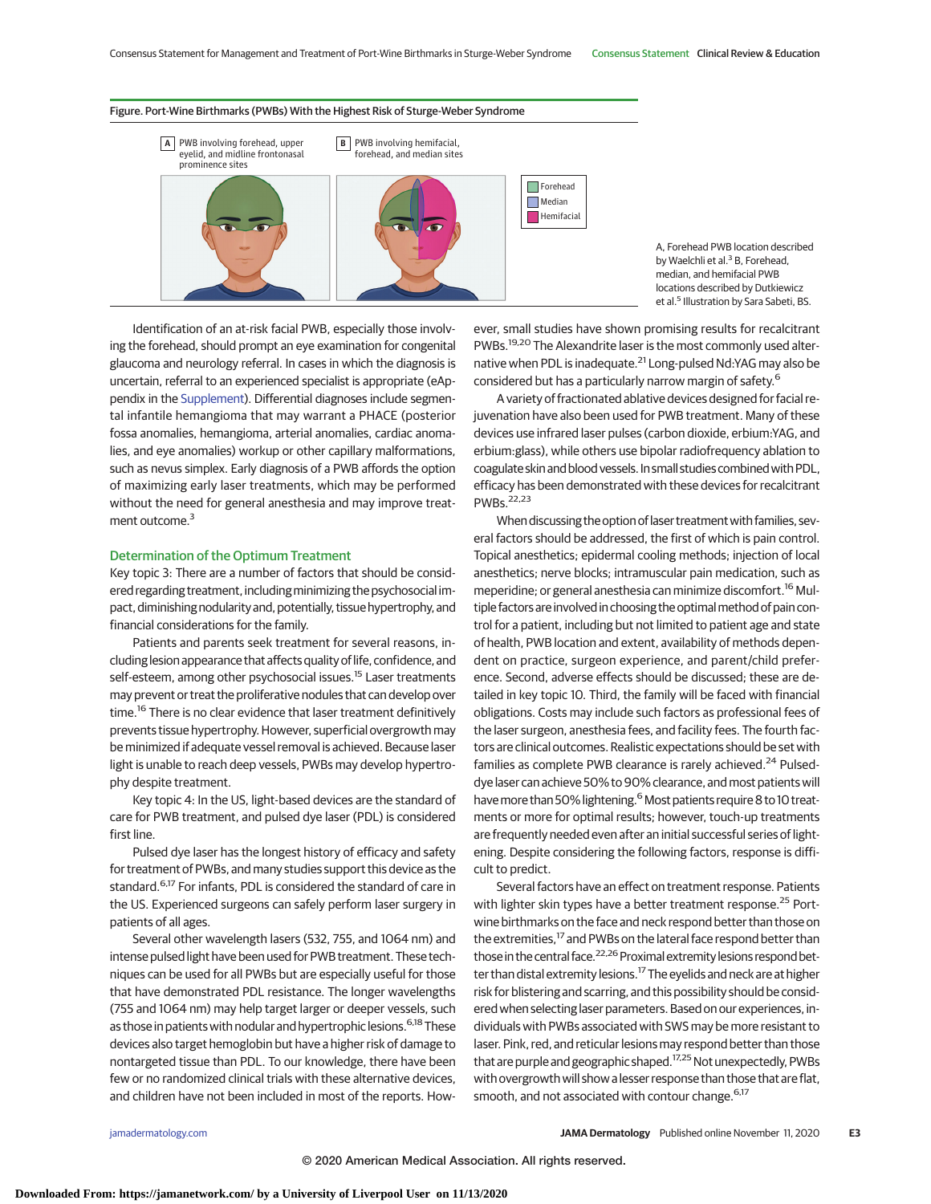Figure. Port-Wine Birthmarks (PWBs) With the Highest Risk of Sturge-Weber Syndrome

A PWB involving forehead, upper eyelid, and midline frontonasal prominence sites

B PWB involving hemifacial, forehead, and median sites

Forehead
Median
Hemifacial

A, Forehead PWB location described by Waelchli et al.[3] B, Forehead, median, and hemifacial PWB locations described by Dutkiewicz et al.[5] Illustration by Sara Sabeti, BS.

Identification of an at-risk facial PWB, especially those involving the forehead, should prompt an eye examination for congenital glaucoma and neurology referral. In cases in which the diagnosis is uncertain, referral to an experienced specialist is appropriate (eAppendix in the Supplement). Differential diagnoses include segmental infantile hemangioma that may warrant a PHACE (posterior fossa anomalies, hemangioma, arterial anomalies, cardiac anomalies, and eye anomalies) workup or other capillary malformations, such as nevus simplex. Early diagnosis of a PWB affords the option of maximizing early laser treatments, which may be performed without the need for general anesthesia and may improve treatment outcome.[3]

## Determination of the Optimum Treatment

Key topic 3: There are a number of factors that should be considered regarding treatment, including minimizing the psychosocial impact, diminishing nodularity and, potentially, tissue hypertrophy, and financial considerations for the family.

Patients and parents seek treatment for several reasons, including lesion appearance that affects quality of life, confidence, and self-esteem, among other psychosocial issues.[15] Laser treatments may prevent or treat the proliferative nodules that can develop over time.[16] There is no clear evidence that laser treatment definitively prevents tissue hypertrophy. However, superficial overgrowth may be minimized if adequate vessel removal is achieved. Because laser light is unable to reach deep vessels, PWBs may develop hypertrophy despite treatment.

Key topic 4: In the US, light-based devices are the standard of care for PWB treatment, and pulsed dye laser (PDL) is considered first line.

Pulsed dye laser has the longest history of efficacy and safety for treatment of PWBs, and many studies support this device as the standard.[6,17] For infants, PDL is considered the standard of care in the US. Experienced surgeons can safely perform laser surgery in patients of all ages.

Several other wavelength lasers (532, 755, and 1064 nm) and intense pulsed light have been used for PWB treatment. These techniques can be used for all PWBs but are especially useful for those that have demonstrated PDL resistance. The longer wavelengths (755 and 1064 nm) may help target larger or deeper vessels, such as those in patients with nodular and hypertrophic lesions.[6,18] These devices also target hemoglobin but have a higher risk of damage to nontargeted tissue than PDL. To our knowledge, there have been few or no randomized clinical trials with these alternative devices, and children have not been included in most of the reports. However, small studies have shown promising results for recalcitrant PWBs.[19,20] The Alexandrite laser is the most commonly used alternative when PDL is inadequate.[21] Long-pulsed Nd:YAG may also be considered but has a particularly narrow margin of safety.[6]

A variety of fractionated ablative devices designed for facial rejuvenation have also been used for PWB treatment. Many of these devices use infrared laser pulses (carbon dioxide, erbium:YAG, and erbium:glass), while others use bipolar radiofrequency ablation to coagulate skin and blood vessels. In small studies combined with PDL, efficacy has been demonstrated with these devices for recalcitrant PWBs.[22,23]

When discussing the option of laser treatment with families, several factors should be addressed, the first of which is pain control. Topical anesthetics; epidermal cooling methods; injection of local anesthetics; nerve blocks; intramuscular pain medication, such as meperidine; or general anesthesia can minimize discomfort.[16] Multiple factors are involved in choosing the optimal method of pain control for a patient, including but not limited to patient age and state of health, PWB location and extent, availability of methods dependent on practice, surgeon experience, and parent/child preference. Second, adverse effects should be discussed; these are detailed in key topic 10. Third, the family will be faced with financial obligations. Costs may include such factors as professional fees of the laser surgeon, anesthesia fees, and facility fees. The fourth factors are clinical outcomes. Realistic expectations should be set with families as complete PWB clearance is rarely achieved.[24] Pulsed-dye laser can achieve 50% to 90% clearance, and most patients will have more than 50% lightening.[6] Most patients require 8 to 10 treatments or more for optimal results; however, touch-up treatments are frequently needed even after an initial successful series of lightening. Despite considering the following factors, response is difficult to predict.

Several factors have an effect on treatment response. Patients with lighter skin types have a better treatment response.[25] Port-wine birthmarks on the face and neck respond better than those on the extremities,[17] and PWBs on the lateral face respond better than those in the central face.[22,26] Proximal extremity lesions respond better than distal extremity lesions.[17] The eyelids and neck are at higher risk for blistering and scarring, and this possibility should be considered when selecting laser parameters. Based on our experiences, individuals with PWBs associated with SWS may be more resistant to laser. Pink, red, and reticular lesions may respond better than those that are purple and geographic shaped.[17,25] Not unexpectedly, PWBs with overgrowth will show a lesser response than those that are flat, smooth, and not associated with contour change.[6,17]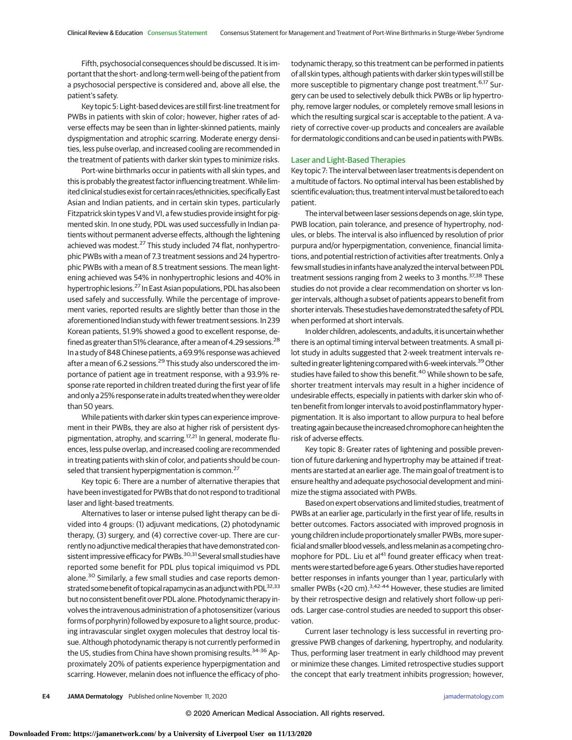Fifth, psychosocial consequences should be discussed. It is important that the short- and long-term well-being of the patient from a psychosocial perspective is considered and, above all else, the patient's safety.

Key topic 5: Light-based devices are still first-line treatment for PWBs in patients with skin of color; however, higher rates of adverse effects may be seen than in lighter-skinned patients, mainly dyspigmentation and atrophic scarring. Moderate energy densities, less pulse overlap, and increased cooling are recommended in the treatment of patients with darker skin types to minimize risks.

Port-wine birthmarks occur in patients with all skin types, and this is probably the greatest factor influencing treatment. While limited clinical studies exist for certain races/ethnicities, specifically East Asian and Indian patients, and in certain skin types, particularly Fitzpatrick skin types V and VI, a few studies provide insight for pigmented skin. In one study, PDL was used successfully in Indian patients without permanent adverse effects, although the lightening achieved was modest.[27] This study included 74 flat, nonhypertrophic PWBs with a mean of 7.3 treatment sessions and 24 hypertrophic PWBs with a mean of 8.5 treatment sessions. The mean lightening achieved was 54% in nonhypertrophic lesions and 40% in hypertrophic lesions.[27] In East Asian populations, PDL has also been used safely and successfully. While the percentage of improvement varies, reported results are slightly better than those in the aforementioned Indian study with fewer treatment sessions. In 239 Korean patients, 51.9% showed a good to excellent response, defined as greater than 51% clearance, after a mean of 4.29 sessions.[28] In a study of 848 Chinese patients, a 69.9% response was achieved after a mean of 6.2 sessions.[29] This study also underscored the importance of patient age in treatment response, with a 93.9% response rate reported in children treated during the first year of life and only a 25% response rate in adults treated when they were older than 50 years.

While patients with darker skin types can experience improvement in their PWBs, they are also at higher risk of persistent dyspigmentation, atrophy, and scarring.[17,21] In general, moderate fluences, less pulse overlap, and increased cooling are recommended in treating patients with skin of color, and patients should be counseled that transient hyperpigmentation is common.[27]

Key topic 6: There are a number of alternative therapies that have been investigated for PWBs that do not respond to traditional laser and light-based treatments.

Alternatives to laser or intense pulsed light therapy can be divided into 4 groups: (1) adjuvant medications, (2) photodynamic therapy, (3) surgery, and (4) corrective cover-up. There are currently no adjunctive medical therapies that have demonstrated consistent impressive efficacy for PWBs.[30,31] Several small studies have reported some benefit for PDL plus topical imiquimod vs PDL alone.[30] Similarly, a few small studies and case reports demonstrated some benefit of topical rapamycin as an adjunct with PDL[32,33] but no consistent benefit over PDL alone. Photodynamic therapy involves the intravenous administration of a photosensitizer (various forms of porphyrin) followed by exposure to a light source, producing intravascular singlet oxygen molecules that destroy local tissue. Although photodynamic therapy is not currently performed in the US, studies from China have shown promising results.[34-36] Approximately 20% of patients experience hyperpigmentation and scarring. However, melanin does not influence the efficacy of photodynamic therapy, so this treatment can be performed in patients of all skin types, although patients with darker skin types will still be more susceptible to pigmentary change post treatment.[6,17] Surgery can be used to selectively debulk thick PWBs or lip hypertrophy, remove larger nodules, or completely remove small lesions in which the resulting surgical scar is acceptable to the patient. A variety of corrective cover-up products and concealers are available for dermatologic conditions and can be used in patients with PWBs.

## Laser and Light-Based Therapies

Key topic 7: The interval between laser treatments is dependent on a multitude of factors. No optimal interval has been established by scientific evaluation; thus, treatment interval must be tailored to each patient.

The interval between laser sessions depends on age, skin type, PWB location, pain tolerance, and presence of hypertrophy, nodules, or blebs. The interval is also influenced by resolution of prior purpura and/or hyperpigmentation, convenience, financial limitations, and potential restriction of activities after treatments. Only a few small studies in infants have analyzed the interval between PDL treatment sessions ranging from 2 weeks to 3 months.[37,38] These studies do not provide a clear recommendation on shorter vs longer intervals, although a subset of patients appears to benefit from shorter intervals. These studies have demonstrated the safety of PDL when performed at short intervals.

In older children, adolescents, and adults, it is uncertain whether there is an optimal timing interval between treatments. A small pilot study in adults suggested that 2-week treatment intervals resulted in greater lightening compared with 6-week intervals.[39] Other studies have failed to show this benefit.[40] While shown to be safe, shorter treatment intervals may result in a higher incidence of undesirable effects, especially in patients with darker skin who often benefit from longer intervals to avoid postinflammatory hyperpigmentation. It is also important to allow purpura to heal before treating again because the increased chromophore can heighten the risk of adverse effects.

Key topic 8: Greater rates of lightening and possible prevention of future darkening and hypertrophy may be attained if treatments are started at an earlier age. The main goal of treatment is to ensure healthy and adequate psychosocial development and minimize the stigma associated with PWBs.

Based on expert observations and limited studies, treatment of PWBs at an earlier age, particularly in the first year of life, results in better outcomes. Factors associated with improved prognosis in young children include proportionately smaller PWBs, more superficial and smaller blood vessels, and less melanin as a competing chromophore for PDL. Liu et al[41] found greater efficacy when treatments were started before age 6 years. Other studies have reported better responses in infants younger than 1 year, particularly with smaller PWBs (<20 cm).[3,42-44] However, these studies are limited by their retrospective design and relatively short follow-up periods. Larger case-control studies are needed to support this observation.

Current laser technology is less successful in reverting progressive PWB changes of darkening, hypertrophy, and nodularity. Thus, performing laser treatment in early childhood may prevent or minimize these changes. Limited retrospective studies support the concept that early treatment inhibits progression; however,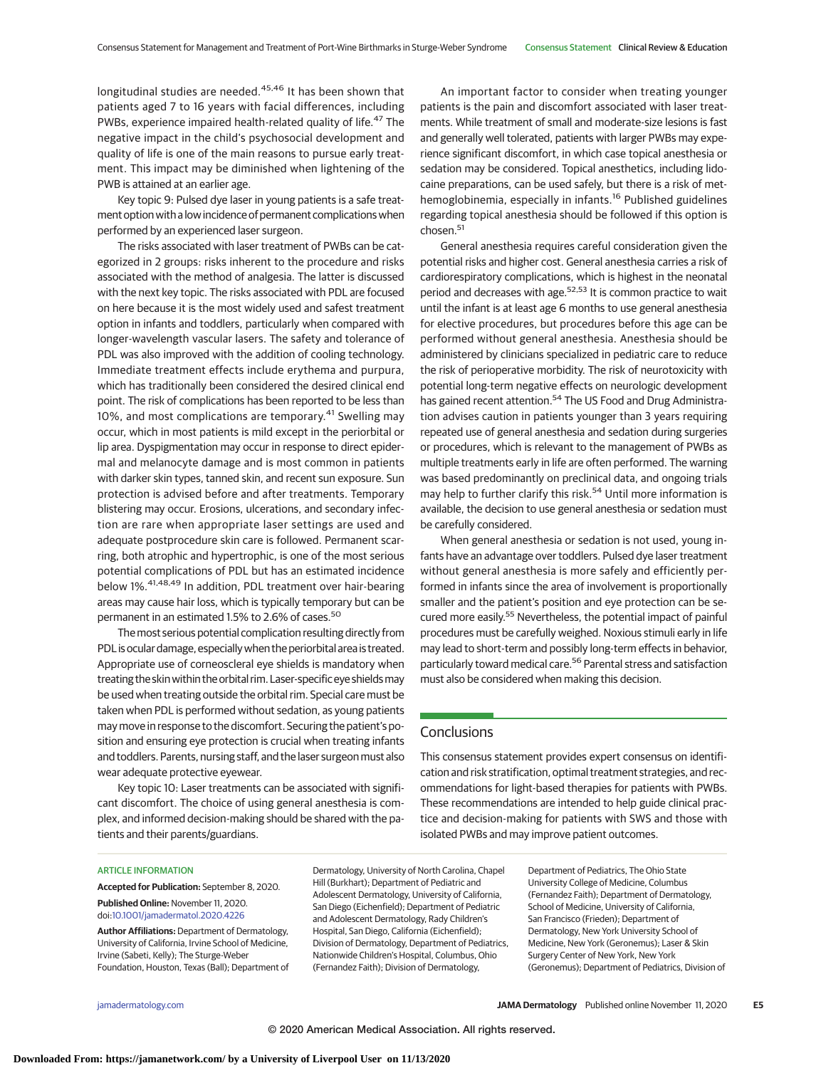longitudinal studies are needed.[45,46] It has been shown that patients aged 7 to 16 years with facial differences, including PWBs, experience impaired health-related quality of life.[47] The negative impact in the child's psychosocial development and quality of life is one of the main reasons to pursue early treatment. This impact may be diminished when lightening of the PWB is attained at an earlier age.

Key topic 9: Pulsed dye laser in young patients is a safe treatment option with a low incidence of permanent complications when performed by an experienced laser surgeon.

The risks associated with laser treatment of PWBs can be categorized in 2 groups: risks inherent to the procedure and risks associated with the method of analgesia. The latter is discussed with the next key topic. The risks associated with PDL are focused on here because it is the most widely used and safest treatment option in infants and toddlers, particularly when compared with longer-wavelength vascular lasers. The safety and tolerance of PDL was also improved with the addition of cooling technology. Immediate treatment effects include erythema and purpura, which has traditionally been considered the desired clinical end point. The risk of complications has been reported to be less than 10%, and most complications are temporary.[41] Swelling may occur, which in most patients is mild except in the periorbital or lip area. Dyspigmentation may occur in response to direct epidermal and melanocyte damage and is most common in patients with darker skin types, tanned skin, and recent sun exposure. Sun protection is advised before and after treatments. Temporary blistering may occur. Erosions, ulcerations, and secondary infection are rare when appropriate laser settings are used and adequate postprocedure skin care is followed. Permanent scarring, both atrophic and hypertrophic, is one of the most serious potential complications of PDL but has an estimated incidence below 1%.[41,48,49] In addition, PDL treatment over hair-bearing areas may cause hair loss, which is typically temporary but can be permanent in an estimated 1.5% to 2.6% of cases.[50]

The most serious potential complication resulting directly from PDL is ocular damage, especially when the periorbital area is treated. Appropriate use of corneoscleral eye shields is mandatory when treating the skin within the orbital rim. Laser-specific eye shields may be used when treating outside the orbital rim. Special care must be taken when PDL is performed without sedation, as young patients may move in response to the discomfort. Securing the patient's position and ensuring eye protection is crucial when treating infants and toddlers. Parents, nursing staff, and the laser surgeon must also wear adequate protective eyewear.

Key topic 10: Laser treatments can be associated with significant discomfort. The choice of using general anesthesia is complex, and informed decision-making should be shared with the patients and their parents/guardians.

An important factor to consider when treating younger patients is the pain and discomfort associated with laser treatments. While treatment of small and moderate-size lesions is fast and generally well tolerated, patients with larger PWBs may experience significant discomfort, in which case topical anesthesia or sedation may be considered. Topical anesthetics, including lidocaine preparations, can be used safely, but there is a risk of methemoglobinemia, especially in infants.[16] Published guidelines regarding topical anesthesia should be followed if this option is chosen.[51]

General anesthesia requires careful consideration given the potential risks and higher cost. General anesthesia carries a risk of cardiorespiratory complications, which is highest in the neonatal period and decreases with age.[52,53] It is common practice to wait until the infant is at least age 6 months to use general anesthesia for elective procedures, but procedures before this stage can be performed without general anesthesia. Anesthesia should be administered by clinicians specialized in pediatric care to reduce the risk of perioperative morbidity. The risk of neurotoxicity with potential long-term negative effects on neurologic development has gained recent attention.[54] The US Food and Drug Administration advises caution in patients younger than 3 years requiring repeated use of general anesthesia and sedation during surgeries or procedures, which is relevant to the management of PWBs as multiple treatments early in life are often performed. The warning was based predominantly on preclinical data, and ongoing trials may help to further clarify this risk.[54] Until more information is available, the decision to use general anesthesia or sedation must be carefully considered.

When general anesthesia or sedation is not used, young infants have an advantage over toddlers. Pulsed dye laser treatment without general anesthesia is more safely and efficiently performed in infants since the area of involvement is proportionally smaller and the patient's position and eye protection can be secured more easily.[55] Nevertheless, the potential impact of painful procedures must be carefully weighed. Noxious stimuli early in life may lead to short-term and possibly long-term effects in behavior, particularly toward medical care.[56] Parental stress and satisfaction must also be considered when making this decision.

## Conclusions

This consensus statement provides expert consensus on identification and risk stratification, optimal treatment strategies, and recommendations for light-based therapies for patients with PWBs. These recommendations are intended to help guide clinical practice and decision-making for patients with SWS and those with isolated PWBs and may improve patient outcomes.

### ARTICLE INFORMATION

**Accepted for Publication:** September 8, 2020.

**Published Online:** November 11, 2020. doi:10.1001/jamadermatol.2020.4226

**Author Affiliations:** Department of Dermatology, University of California, Irvine School of Medicine, Irvine (Sabeti, Kelly); The Sturge-Weber Foundation, Houston, Texas (Ball); Department of Dermatology, University of North Carolina, Chapel Hill (Burkhart); Department of Pediatric and Adolescent Dermatology, University of California, San Diego (Eichenfield); Department of Pediatric and Adolescent Dermatology, Rady Children's Hospital, San Diego, California (Eichenfield); Division of Dermatology, Department of Pediatrics, Nationwide Children's Hospital, Columbus, Ohio (Fernandez Faith); Division of Dermatology, Department of Pediatrics, The Ohio State University College of Medicine, Columbus (Fernandez Faith); Department of Dermatology, School of Medicine, University of California, San Francisco (Frieden); Department of Dermatology, New York University School of Medicine, New York (Geronemus); Laser & Skin Surgery Center of New York, New York (Geronemus); Department of Pediatrics, Division of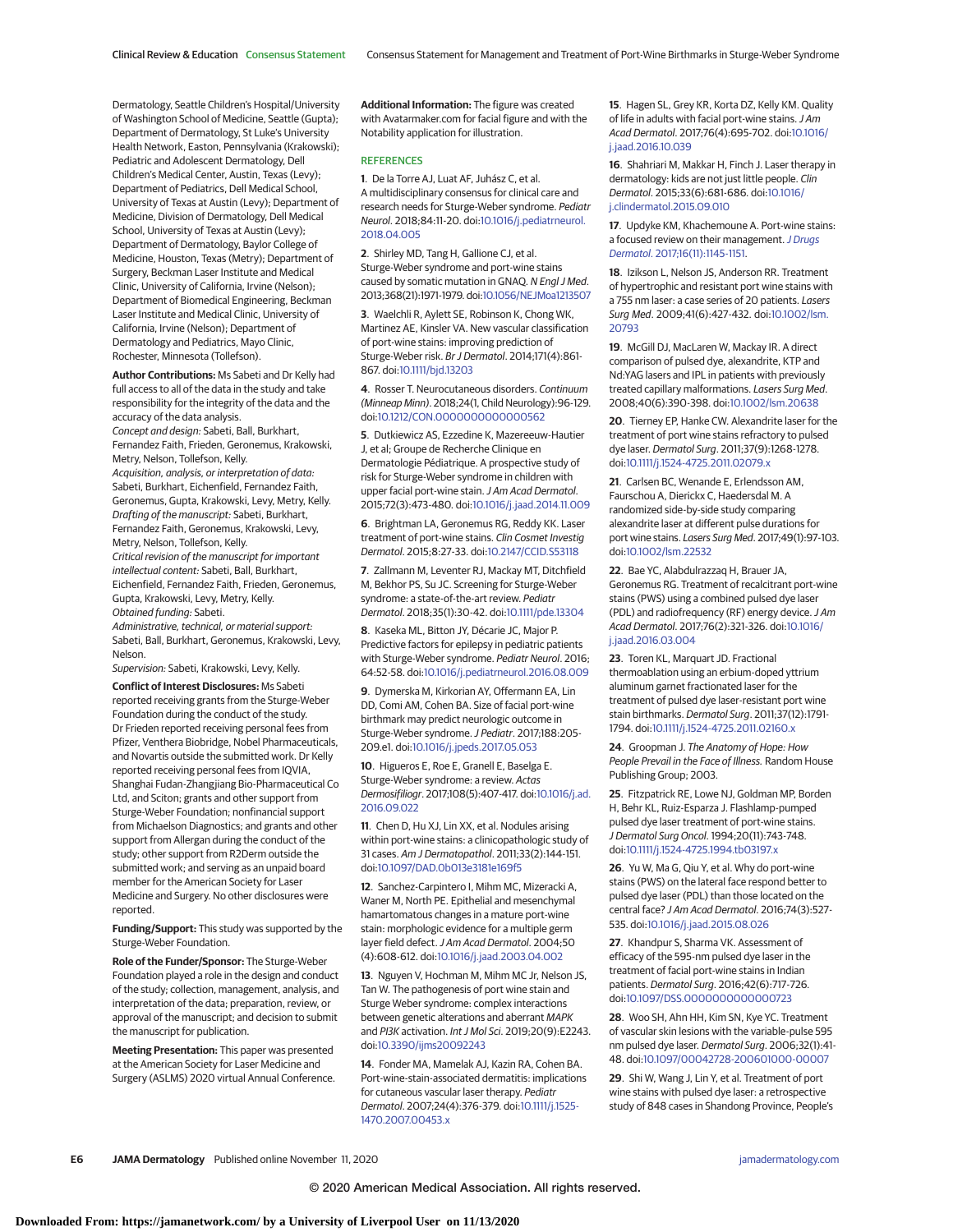Dermatology, Seattle Children's Hospital/University of Washington School of Medicine, Seattle (Gupta); Department of Dermatology, St Luke's University Health Network, Easton, Pennsylvania (Krakowski); Pediatric and Adolescent Dermatology, Dell Children's Medical Center, Austin, Texas (Levy); Department of Pediatrics, Dell Medical School, University of Texas at Austin (Levy); Department of Medicine, Division of Dermatology, Dell Medical School, University of Texas at Austin (Levy); Department of Dermatology, Baylor College of Medicine, Houston, Texas (Metry); Department of Surgery, Beckman Laser Institute and Medical Clinic, University of California, Irvine (Nelson); Department of Biomedical Engineering, Beckman Laser Institute and Medical Clinic, University of California, Irvine (Nelson); Department of Dermatology and Pediatrics, Mayo Clinic, Rochester, Minnesota (Tollefson).

**Author Contributions:** Ms Sabeti and Dr Kelly had full access to all of the data in the study and take responsibility for the integrity of the data and the accuracy of the data analysis.
*Concept and design:* Sabeti, Ball, Burkhart, Fernandez Faith, Frieden, Geronemus, Krakowski, Metry, Nelson, Tollefson, Kelly.
*Acquisition, analysis, or interpretation of data:* Sabeti, Burkhart, Eichenfield, Fernandez Faith, Geronemus, Gupta, Krakowski, Levy, Metry, Kelly.
*Drafting of the manuscript:* Sabeti, Burkhart, Fernandez Faith, Geronemus, Krakowski, Levy, Metry, Nelson, Tollefson, Kelly.
*Critical revision of the manuscript for important intellectual content:* Sabeti, Ball, Burkhart, Eichenfield, Fernandez Faith, Frieden, Geronemus, Gupta, Krakowski, Levy, Metry, Kelly.
*Obtained funding:* Sabeti.
*Administrative, technical, or material support:* Sabeti, Ball, Burkhart, Geronemus, Krakowski, Levy, Nelson.
*Supervision:* Sabeti, Krakowski, Levy, Kelly.

**Conflict of Interest Disclosures:** Ms Sabeti reported receiving grants from the Sturge-Weber Foundation during the conduct of the study. Dr Frieden reported receiving personal fees from Pfizer, Venthera Biobridge, Nobel Pharmaceuticals, and Novartis outside the submitted work. Dr Kelly reported receiving personal fees from IQVIA, Shanghai Fudan-Zhangjiang Bio-Pharmaceutical Co Ltd, and Sciton; grants and other support from Sturge-Weber Foundation; nonfinancial support from Michaelson Diagnostics; and grants and other support from Allergan during the conduct of the study; other support from R2Derm outside the submitted work; and serving as an unpaid board member for the American Society for Laser Medicine and Surgery. No other disclosures were reported.

**Funding/Support:** This study was supported by the Sturge-Weber Foundation.

**Role of the Funder/Sponsor:** The Sturge-Weber Foundation played a role in the design and conduct of the study; collection, management, analysis, and interpretation of the data; preparation, review, or approval of the manuscript; and decision to submit the manuscript for publication.

**Meeting Presentation:** This paper was presented at the American Society for Laser Medicine and Surgery (ASLMS) 2020 virtual Annual Conference.

**Additional Information:** The figure was created with Avatarmaker.com for facial figure and with the Notability application for illustration.

## REFERENCES

1. De la Torre AJ, Luat AF, Juhász C, et al. A multidisciplinary consensus for clinical care and research needs for Sturge-Weber syndrome. *Pediatr Neurol*. 2018;84:11-20. doi:10.1016/j.pediatrneurol.2018.04.005

2. Shirley MD, Tang H, Gallione CJ, et al. Sturge-Weber syndrome and port-wine stains caused by somatic mutation in GNAQ. *N Engl J Med*. 2013;368(21):1971-1979. doi:10.1056/NEJMoa1213507

3. Waelchli R, Aylett SE, Robinson K, Chong WK, Martinez AE, Kinsler VA. New vascular classification of port-wine stains: improving prediction of Sturge-Weber risk. *Br J Dermatol*. 2014;171(4):861-867. doi:10.1111/bjd.13203

4. Rosser T. Neurocutaneous disorders. *Continuum (Minneap Minn)*. 2018;24(1, Child Neurology):96-129. doi:10.1212/CON.0000000000000562

5. Dutkiewicz AS, Ezzedine K, Mazereeuw-Hautier J, et al; Groupe de Recherche Clinique en Dermatologie Pédiatrique. A prospective study of risk for Sturge-Weber syndrome in children with upper facial port-wine stain. *J Am Acad Dermatol*. 2015;72(3):473-480. doi:10.1016/j.jaad.2014.11.009

6. Brightman LA, Geronemus RG, Reddy KK. Laser treatment of port-wine stains. *Clin Cosmet Investig Dermatol*. 2015;8:27-33. doi:10.2147/CCID.S53118

7. Zallmann M, Leventer RJ, Mackay MT, Ditchfield M, Bekhor PS, Su JC. Screening for Sturge-Weber syndrome: a state-of-the-art review. *Pediatr Dermatol*. 2018;35(1):30-42. doi:10.1111/pde.13304

8. Kaseka ML, Bitton JY, Décarie JC, Major P. Predictive factors for epilepsy in pediatric patients with Sturge-Weber syndrome. *Pediatr Neurol*. 2016;64:52-58. doi:10.1016/j.pediatrneurol.2016.08.009

9. Dymerska M, Kirkorian AY, Offermann EA, Lin DD, Comi AM, Cohen BA. Size of facial port-wine birthmark may predict neurologic outcome in Sturge-Weber syndrome. *J Pediatr*. 2017;188:205-209.e1. doi:10.1016/j.jpeds.2017.05.053

10. Higueros E, Roe E, Granell E, Baselga E. Sturge-Weber syndrome: a review. *Actas Dermosifiliogr*. 2017;108(5):407-417. doi:10.1016/j.ad.2016.09.022

11. Chen D, Hu XJ, Lin XX, et al. Nodules arising within port-wine stains: a clinicopathologic study of 31 cases. *Am J Dermatopathol*. 2011;33(2):144-151. doi:10.1097/DAD.0b013e3181e169f5

12. Sanchez-Carpintero I, Mihm MC, Mizeracki A, Waner M, North PE. Epithelial and mesenchymal hamartomatous changes in a mature port-wine stain: morphologic evidence for a multiple germ layer field defect. *J Am Acad Dermatol*. 2004;50(4):608-612. doi:10.1016/j.jaad.2003.04.002

13. Nguyen V, Hochman M, Mihm MC Jr, Nelson JS, Tan W. The pathogenesis of port wine stain and Sturge Weber syndrome: complex interactions between genetic alterations and aberrant *MAPK* and *PI3K* activation. *Int J Mol Sci*. 2019;20(9):E2243. doi:10.3390/ijms20092243

14. Fonder MA, Mamelak AJ, Kazin RA, Cohen BA. Port-wine-stain-associated dermatitis: implications for cutaneous vascular laser therapy. *Pediatr Dermatol*. 2007;24(4):376-379. doi:10.1111/j.1525-1470.2007.00453.x

15. Hagen SL, Grey KR, Korta DZ, Kelly KM. Quality of life in adults with facial port-wine stains. *J Am Acad Dermatol*. 2017;76(4):695-702. doi:10.1016/j.jaad.2016.10.039

16. Shahriari M, Makkar H, Finch J. Laser therapy in dermatology: kids are not just little people. *Clin Dermatol*. 2015;33(6):681-686. doi:10.1016/j.clindermatol.2015.09.010

17. Updyke KM, Khachemoune A. Port-wine stains: a focused review on their management. *J Drugs Dermatol*. 2017;16(11):1145-1151.

18. Izikson L, Nelson JS, Anderson RR. Treatment of hypertrophic and resistant port wine stains with a 755 nm laser: a case series of 20 patients. *Lasers Surg Med*. 2009;41(6):427-432. doi:10.1002/lsm.20793

19. McGill DJ, MacLaren W, Mackay IR. A direct comparison of pulsed dye, alexandrite, KTP and Nd:YAG lasers and IPL in patients with previously treated capillary malformations. *Lasers Surg Med*. 2008;40(6):390-398. doi:10.1002/lsm.20638

20. Tierney EP, Hanke CW. Alexandrite laser for the treatment of port wine stains refractory to pulsed dye laser. *Dermatol Surg*. 2011;37(9):1268-1278. doi:10.1111/j.1524-4725.2011.02079.x

21. Carlsen BC, Wenande E, Erlendsson AM, Faurschou A, Dierickx C, Haedersdal M. A randomized side-by-side study comparing alexandrite laser at different pulse durations for port wine stains. *Lasers Surg Med*. 2017;49(1):97-103. doi:10.1002/lsm.22532

22. Bae YC, Alabdulrazzaq H, Brauer JA, Geronemus RG. Treatment of recalcitrant port-wine stains (PWS) using a combined pulsed dye laser (PDL) and radiofrequency (RF) energy device. *J Am Acad Dermatol*. 2017;76(2):321-326. doi:10.1016/j.jaad.2016.03.004

23. Toren KL, Marquart JD. Fractional thermoablation using an erbium-doped yttrium aluminum garnet fractionated laser for the treatment of pulsed dye laser-resistant port wine stain birthmarks. *Dermatol Surg*. 2011;37(12):1791-1794. doi:10.1111/j.1524-4725.2011.02160.x

24. Groopman J. *The Anatomy of Hope: How People Prevail in the Face of Illness.* Random House Publishing Group; 2003.

25. Fitzpatrick RE, Lowe NJ, Goldman MP, Borden H, Behr KL, Ruiz-Esparza J. Flashlamp-pumped pulsed dye laser treatment of port-wine stains. *J Dermatol Surg Oncol*. 1994;20(11):743-748. doi:10.1111/j.1524-4725.1994.tb03197.x

26. Yu W, Ma G, Qiu Y, et al. Why do port-wine stains (PWS) on the lateral face respond better to pulsed dye laser (PDL) than those located on the central face? *J Am Acad Dermatol*. 2016;74(3):527-535. doi:10.1016/j.jaad.2015.08.026

27. Khandpur S, Sharma VK. Assessment of efficacy of the 595-nm pulsed dye laser in the treatment of facial port-wine stains in Indian patients. *Dermatol Surg*. 2016;42(6):717-726. doi:10.1097/DSS.0000000000000723

28. Woo SH, Ahn HH, Kim SN, Kye YC. Treatment of vascular skin lesions with the variable-pulse 595 nm pulsed dye laser. *Dermatol Surg*. 2006;32(1):41-48. doi:10.1097/00042728-200601000-00007

29. Shi W, Wang J, Lin Y, et al. Treatment of port wine stains with pulsed dye laser: a retrospective study of 848 cases in Shandong Province, People's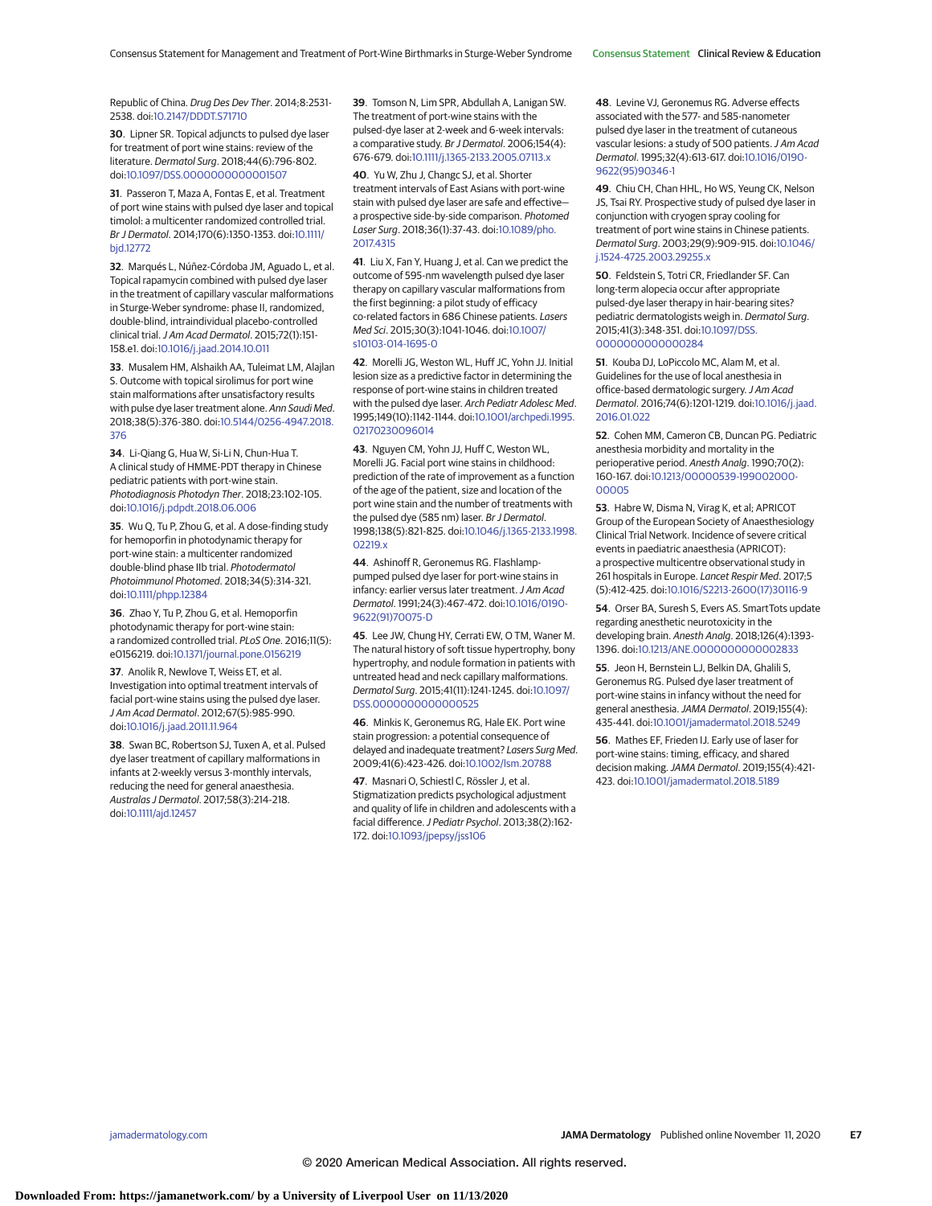Republic of China. *Drug Des Dev Ther*. 2014;8:2531-2538. doi:10.2147/DDDT.S71710

**30**. Lipner SR. Topical adjuncts to pulsed dye laser for treatment of port wine stains: review of the literature. *Dermatol Surg*. 2018;44(6):796-802. doi:10.1097/DSS.0000000000001507

**31**. Passeron T, Maza A, Fontas E, et al. Treatment of port wine stains with pulsed dye laser and topical timolol: a multicenter randomized controlled trial. *Br J Dermatol*. 2014;170(6):1350-1353. doi:10.1111/bjd.12772

**32**. Marqués L, Núñez-Córdoba JM, Aguado L, et al. Topical rapamycin combined with pulsed dye laser in the treatment of capillary vascular malformations in Sturge-Weber syndrome: phase II, randomized, double-blind, intraindividual placebo-controlled clinical trial. *J Am Acad Dermatol*. 2015;72(1):151-158.e1. doi:10.1016/j.jaad.2014.10.011

**33**. Musalem HM, Alshaikh AA, Tuleimat LM, Alajlan S. Outcome with topical sirolimus for port wine stain malformations after unsatisfactory results with pulse dye laser treatment alone. *Ann Saudi Med*. 2018;38(5):376-380. doi:10.5144/0256-4947.2018.376

**34**. Li-Qiang G, Hua W, Si-Li N, Chun-Hua T. A clinical study of HMME-PDT therapy in Chinese pediatric patients with port-wine stain. *Photodiagnosis Photodyn Ther*. 2018;23:102-105. doi:10.1016/j.pdpdt.2018.06.006

**35**. Wu Q, Tu P, Zhou G, et al. A dose-finding study for hemoporfin in photodynamic therapy for port-wine stain: a multicenter randomized double-blind phase IIb trial. *Photodermatol Photoimmunol Photomed*. 2018;34(5):314-321. doi:10.1111/phpp.12384

**36**. Zhao Y, Tu P, Zhou G, et al. Hemoporfin photodynamic therapy for port-wine stain: a randomized controlled trial. *PLoS One*. 2016;11(5):e0156219. doi:10.1371/journal.pone.0156219

**37**. Anolik R, Newlove T, Weiss ET, et al. Investigation into optimal treatment intervals of facial port-wine stains using the pulsed dye laser. *J Am Acad Dermatol*. 2012;67(5):985-990. doi:10.1016/j.jaad.2011.11.964

**38**. Swan BC, Robertson SJ, Tuxen A, et al. Pulsed dye laser treatment of capillary malformations in infants at 2-weekly versus 3-monthly intervals, reducing the need for general anaesthesia. *Australas J Dermatol*. 2017;58(3):214-218. doi:10.1111/ajd.12457

**39**. Tomson N, Lim SPR, Abdullah A, Lanigan SW. The treatment of port-wine stains with the pulsed-dye laser at 2-week and 6-week intervals: a comparative study. *Br J Dermatol*. 2006;154(4):676-679. doi:10.1111/j.1365-2133.2005.07113.x

**40**. Yu W, Zhu J, Changc SJ, et al. Shorter treatment intervals of East Asians with port-wine stain with pulsed dye laser are safe and effective—a prospective side-by-side comparison. *Photomed Laser Surg*. 2018;36(1):37-43. doi:10.1089/pho.2017.4315

**41**. Liu X, Fan Y, Huang J, et al. Can we predict the outcome of 595-nm wavelength pulsed dye laser therapy on capillary vascular malformations from the first beginning: a pilot study of efficacy co-related factors in 686 Chinese patients. *Lasers Med Sci*. 2015;30(3):1041-1046. doi:10.1007/s10103-014-1695-0

**42**. Morelli JG, Weston WL, Huff JC, Yohn JJ. Initial lesion size as a predictive factor in determining the response of port-wine stains in children treated with the pulsed dye laser. *Arch Pediatr Adolesc Med*. 1995;149(10):1142-1144. doi:10.1001/archpedi.1995.02170230096014

**43**. Nguyen CM, Yohn JJ, Huff C, Weston WL, Morelli JG. Facial port wine stains in childhood: prediction of the rate of improvement as a function of the age of the patient, size and location of the port wine stain and the number of treatments with the pulsed dye (585 nm) laser. *Br J Dermatol*. 1998;138(5):821-825. doi:10.1046/j.1365-2133.1998.02219.x

**44**. Ashinoff R, Geronemus RG. Flashlamp-pumped pulsed dye laser for port-wine stains in infancy: earlier versus later treatment. *J Am Acad Dermatol*. 1991;24(3):467-472. doi:10.1016/0190-9622(91)70075-D

**45**. Lee JW, Chung HY, Cerrati EW, O TM, Waner M. The natural history of soft tissue hypertrophy, bony hypertrophy, and nodule formation in patients with untreated head and neck capillary malformations. *Dermatol Surg*. 2015;41(11):1241-1245. doi:10.1097/DSS.0000000000000525

**46**. Minkis K, Geronemus RG, Hale EK. Port wine stain progression: a potential consequence of delayed and inadequate treatment? *Lasers Surg Med*. 2009;41(6):423-426. doi:10.1002/lsm.20788

**47**. Masnari O, Schiestl C, Rössler J, et al. Stigmatization predicts psychological adjustment and quality of life in children and adolescents with a facial difference. *J Pediatr Psychol*. 2013;38(2):162-172. doi:10.1093/jpepsy/jss106

**48**. Levine VJ, Geronemus RG. Adverse effects associated with the 577- and 585-nanometer pulsed dye laser in the treatment of cutaneous vascular lesions: a study of 500 patients. *J Am Acad Dermatol*. 1995;32(4):613-617. doi:10.1016/0190-9622(95)90346-1

**49**. Chiu CH, Chan HHL, Ho WS, Yeung CK, Nelson JS, Tsai RY. Prospective study of pulsed dye laser in conjunction with cryogen spray cooling for treatment of port wine stains in Chinese patients. *Dermatol Surg*. 2003;29(9):909-915. doi:10.1046/j.1524-4725.2003.29255.x

**50**. Feldstein S, Totri CR, Friedlander SF. Can long-term alopecia occur after appropriate pulsed-dye laser therapy in hair-bearing sites? pediatric dermatologists weigh in. *Dermatol Surg*. 2015;41(3):348-351. doi:10.1097/DSS.0000000000000284

**51**. Kouba DJ, LoPiccolo MC, Alam M, et al. Guidelines for the use of local anesthesia in office-based dermatologic surgery. *J Am Acad Dermatol*. 2016;74(6):1201-1219. doi:10.1016/j.jaad.2016.01.022

**52**. Cohen MM, Cameron CB, Duncan PG. Pediatric anesthesia morbidity and mortality in the perioperative period. *Anesth Analg*. 1990;70(2):160-167. doi:10.1213/00000539-199002000-00005

**53**. Habre W, Disma N, Virag K, et al; APRICOT Group of the European Society of Anaesthesiology Clinical Trial Network. Incidence of severe critical events in paediatric anaesthesia (APRICOT): a prospective multicentre observational study in 261 hospitals in Europe. *Lancet Respir Med*. 2017;5(5):412-425. doi:10.1016/S2213-2600(17)30116-9

**54**. Orser BA, Suresh S, Evers AS. SmartTots update regarding anesthetic neurotoxicity in the developing brain. *Anesth Analg*. 2018;126(4):1393-1396. doi:10.1213/ANE.0000000000002833

**55**. Jeon H, Bernstein LJ, Belkin DA, Ghalili S, Geronemus RG. Pulsed dye laser treatment of port-wine stains in infancy without the need for general anesthesia. *JAMA Dermatol*. 2019;155(4):435-441. doi:10.1001/jamadermatol.2018.5249

**56**. Mathes EF, Frieden IJ. Early use of laser for port-wine stains: timing, efficacy, and shared decision making. *JAMA Dermatol*. 2019;155(4):421-423. doi:10.1001/jamadermatol.2018.5189